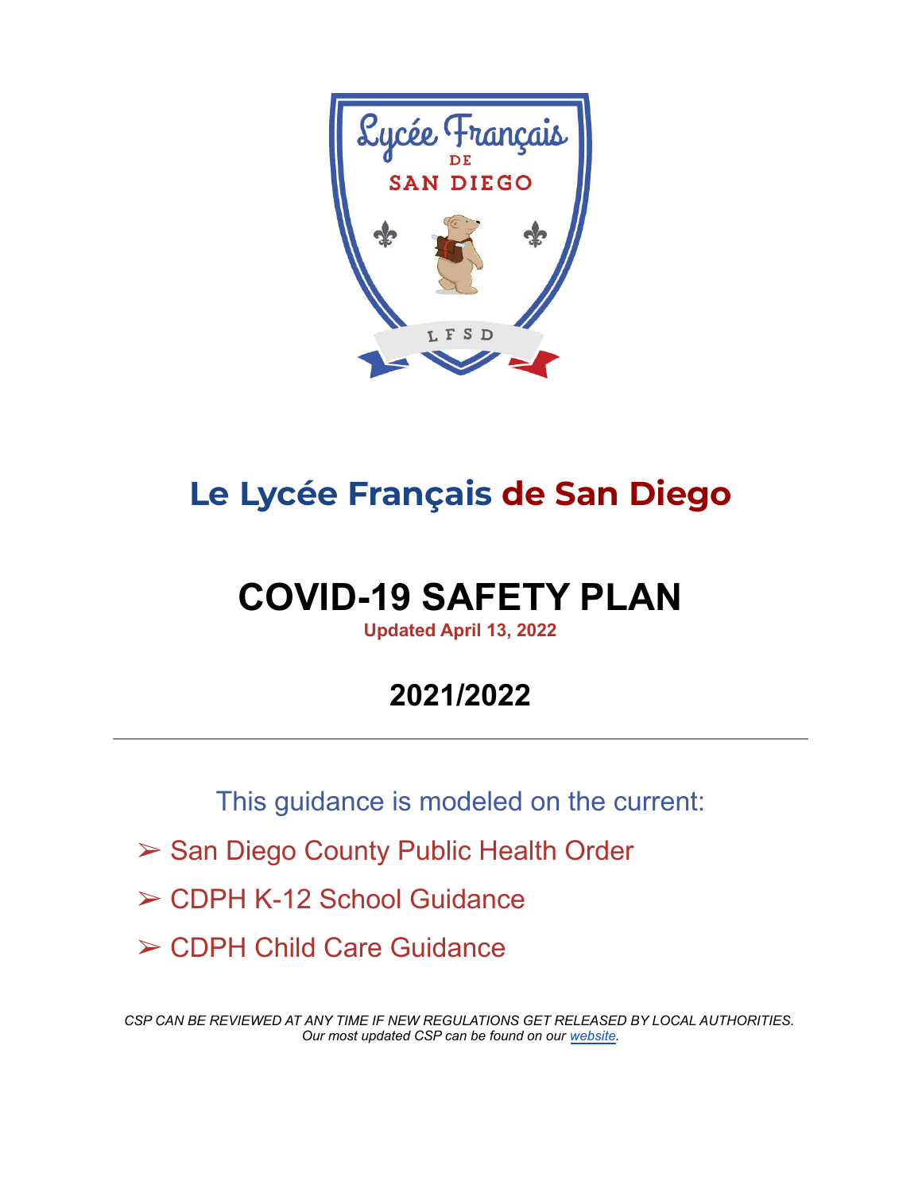# Le Lycée Français de San Diego

# COVID-19 SAFETY PLAN

**Updated April 13, 2022**

## 2021/2022

---

This guidance is modeled on the current:

- ➢ San Diego County Public Health Order
- ➢ CDPH K-12 School Guidance
- ➢ CDPH Child Care Guidance

*CSP CAN BE REVIEWED AT ANY TIME IF NEW REGULATIONS GET RELEASED BY LOCAL AUTHORITIES.*
*Our most updated CSP can be found on our website.*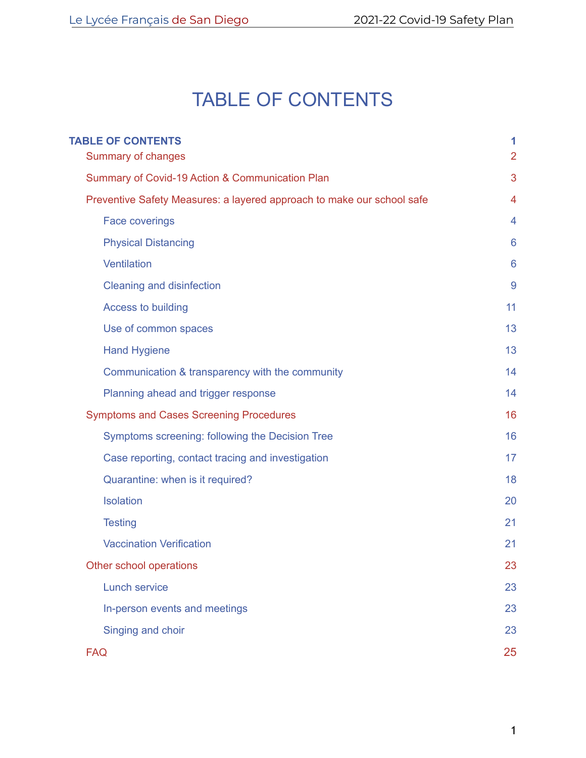# TABLE OF CONTENTS

| | |
|---|---|
| **TABLE OF CONTENTS** | **1** |
| Summary of changes | 2 |
| Summary of Covid-19 Action & Communication Plan | 3 |
| Preventive Safety Measures: a layered approach to make our school safe | 4 |
| Face coverings | 4 |
| Physical Distancing | 6 |
| Ventilation | 6 |
| Cleaning and disinfection | 9 |
| Access to building | 11 |
| Use of common spaces | 13 |
| Hand Hygiene | 13 |
| Communication & transparency with the community | 14 |
| Planning ahead and trigger response | 14 |
| Symptoms and Cases Screening Procedures | 16 |
| Symptoms screening: following the Decision Tree | 16 |
| Case reporting, contact tracing and investigation | 17 |
| Quarantine: when is it required? | 18 |
| Isolation | 20 |
| Testing | 21 |
| Vaccination Verification | 21 |
| Other school operations | 23 |
| Lunch service | 23 |
| In-person events and meetings | 23 |
| Singing and choir | 23 |
| FAQ | 25 |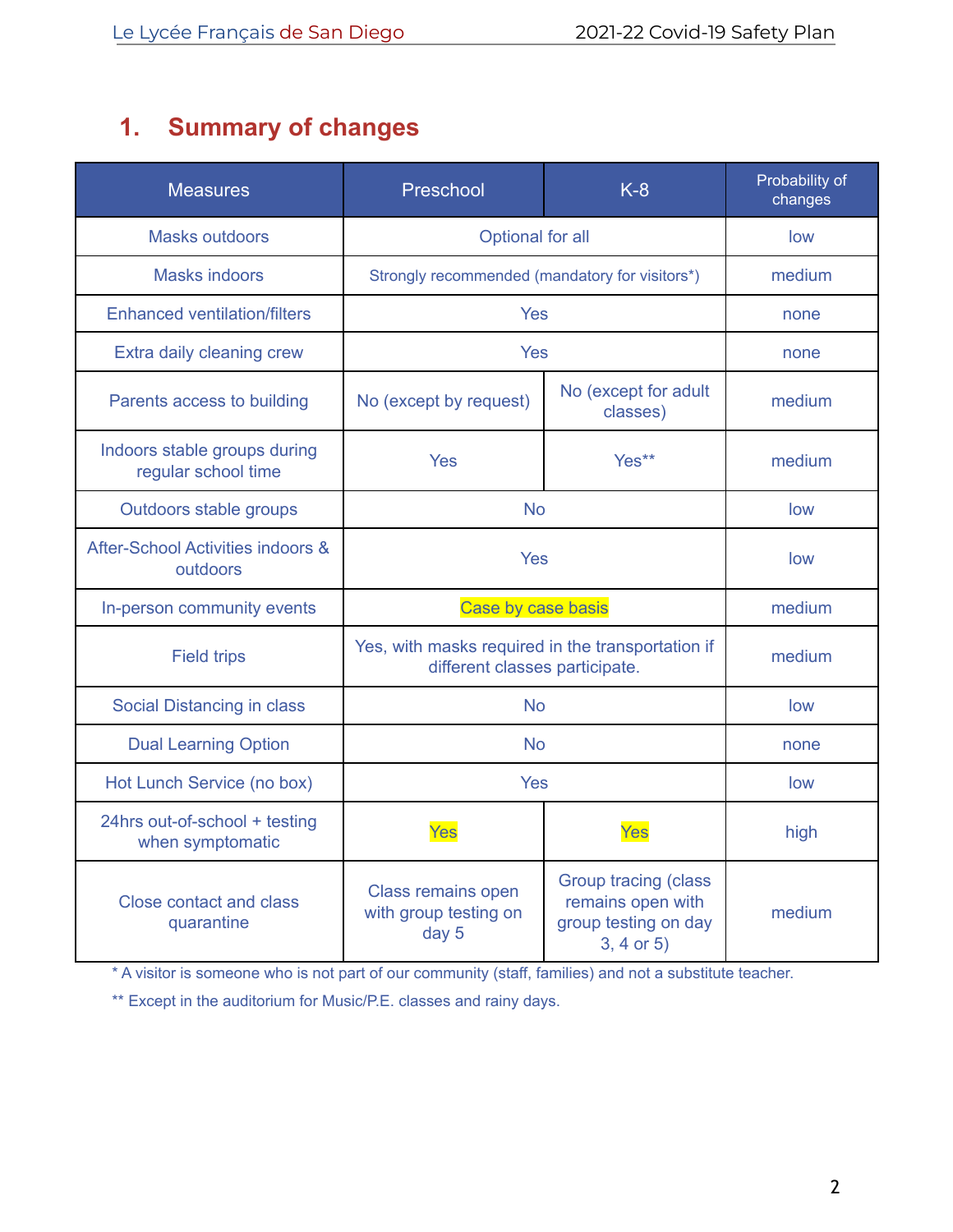## 1. Summary of changes

| Measures | Preschool | K-8 | Probability of changes |
|---|---|---|---|
| Masks outdoors | Optional for all | | low |
| Masks indoors | Strongly recommended (mandatory for visitors*) | | medium |
| Enhanced ventilation/filters | Yes | | none |
| Extra daily cleaning crew | Yes | | none |
| Parents access to building | No (except by request) | No (except for adult classes) | medium |
| Indoors stable groups during regular school time | Yes | Yes** | medium |
| Outdoors stable groups | No | | low |
| After-School Activities indoors & outdoors | Yes | | low |
| In-person community events | Case by case basis | | medium |
| Field trips | Yes, with masks required in the transportation if different classes participate. | | medium |
| Social Distancing in class | No | | low |
| Dual Learning Option | No | | none |
| Hot Lunch Service (no box) | Yes | | low |
| 24hrs out-of-school + testing when symptomatic | Yes | Yes | high |
| Close contact and class quarantine | Class remains open with group testing on day 5 | Group tracing (class remains open with group testing on day 3, 4 or 5) | medium |

* A visitor is someone who is not part of our community (staff, families) and not a substitute teacher.

** Except in the auditorium for Music/P.E. classes and rainy days.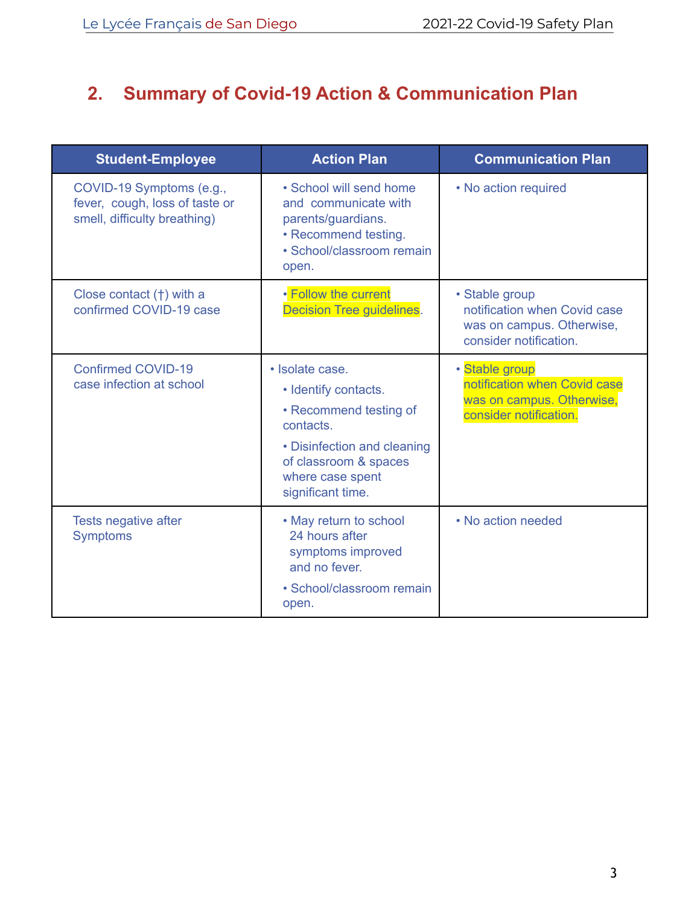## 2. Summary of Covid-19 Action & Communication Plan

| Student-Employee | Action Plan | Communication Plan |
|---|---|---|
| COVID-19 Symptoms (e.g., fever, cough, loss of taste or smell, difficulty breathing) | • School will send home and communicate with parents/guardians.<br>• Recommend testing.<br>• School/classroom remain open. | • No action required |
| Close contact (†) with a confirmed COVID-19 case | • Follow the current Decision Tree guidelines. | • Stable group notification when Covid case was on campus. Otherwise, consider notification. |
| Confirmed COVID-19 case infection at school | • Isolate case.<br>• Identify contacts.<br>• Recommend testing of contacts.<br>• Disinfection and cleaning of classroom & spaces where case spent significant time. | • Stable group notification when Covid case was on campus. Otherwise, consider notification. |
| Tests negative after Symptoms | • May return to school 24 hours after symptoms improved and no fever.<br>• School/classroom remain open. | • No action needed |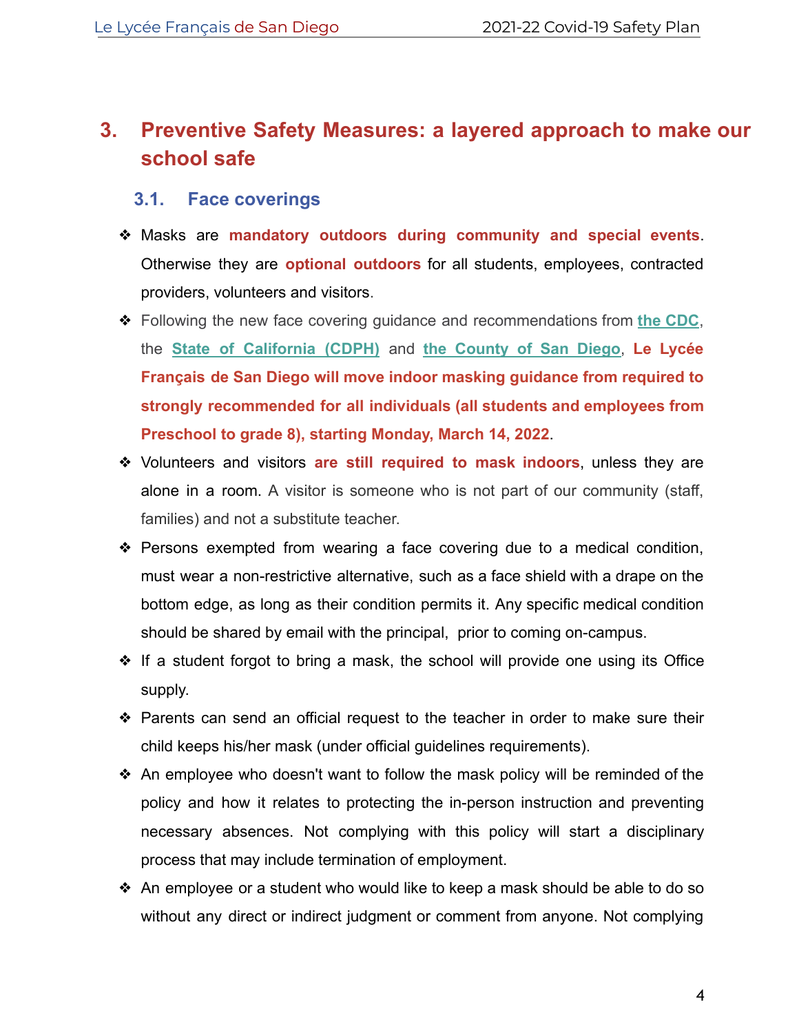## 3. Preventive Safety Measures: a layered approach to make our school safe

### 3.1. Face coverings

- Masks are **mandatory outdoors during community and special events**. Otherwise they are **optional outdoors** for all students, employees, contracted providers, volunteers and visitors.
- Following the new face covering guidance and recommendations from the CDC, the State of California (CDPH) and the County of San Diego, **Le Lycée Français de San Diego will move indoor masking guidance from required to strongly recommended for all individuals (all students and employees from Preschool to grade 8), starting Monday, March 14, 2022**.
- Volunteers and visitors **are still required to mask indoors**, unless they are alone in a room. A visitor is someone who is not part of our community (staff, families) and not a substitute teacher.
- Persons exempted from wearing a face covering due to a medical condition, must wear a non-restrictive alternative, such as a face shield with a drape on the bottom edge, as long as their condition permits it. Any specific medical condition should be shared by email with the principal, prior to coming on-campus.
- If a student forgot to bring a mask, the school will provide one using its Office supply.
- Parents can send an official request to the teacher in order to make sure their child keeps his/her mask (under official guidelines requirements).
- An employee who doesn't want to follow the mask policy will be reminded of the policy and how it relates to protecting the in-person instruction and preventing necessary absences. Not complying with this policy will start a disciplinary process that may include termination of employment.
- An employee or a student who would like to keep a mask should be able to do so without any direct or indirect judgment or comment from anyone. Not complying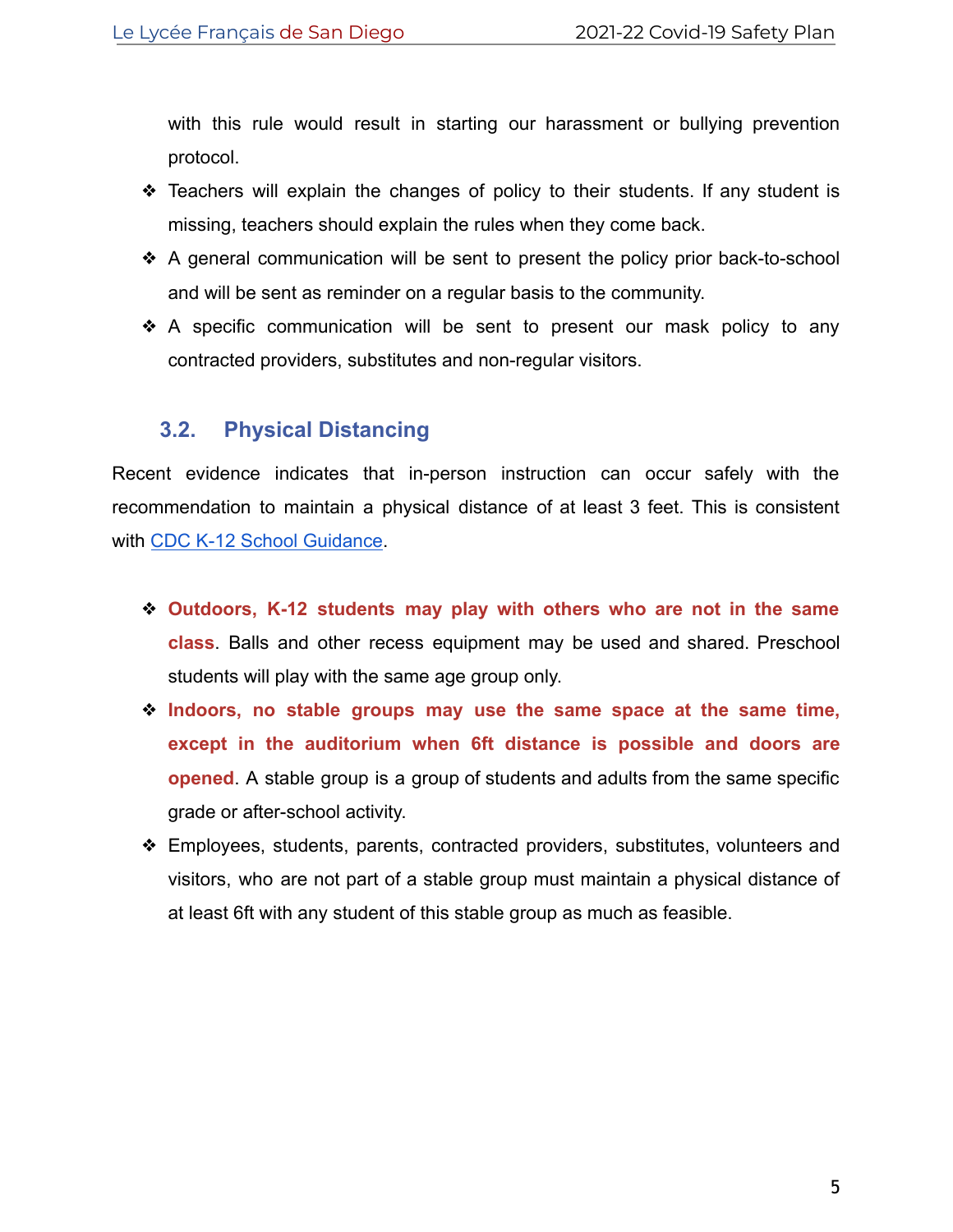with this rule would result in starting our harassment or bullying prevention protocol.

- Teachers will explain the changes of policy to their students. If any student is missing, teachers should explain the rules when they come back.
- A general communication will be sent to present the policy prior back-to-school and will be sent as reminder on a regular basis to the community.
- A specific communication will be sent to present our mask policy to any contracted providers, substitutes and non-regular visitors.

### 3.2. Physical Distancing

Recent evidence indicates that in-person instruction can occur safely with the recommendation to maintain a physical distance of at least 3 feet. This is consistent with [CDC K-12 School Guidance](CDC K-12 School Guidance).

- **Outdoors, K-12 students may play with others who are not in the same class**. Balls and other recess equipment may be used and shared. Preschool students will play with the same age group only.
- **Indoors, no stable groups may use the same space at the same time, except in the auditorium when 6ft distance is possible and doors are opened**. A stable group is a group of students and adults from the same specific grade or after-school activity.
- Employees, students, parents, contracted providers, substitutes, volunteers and visitors, who are not part of a stable group must maintain a physical distance of at least 6ft with any student of this stable group as much as feasible.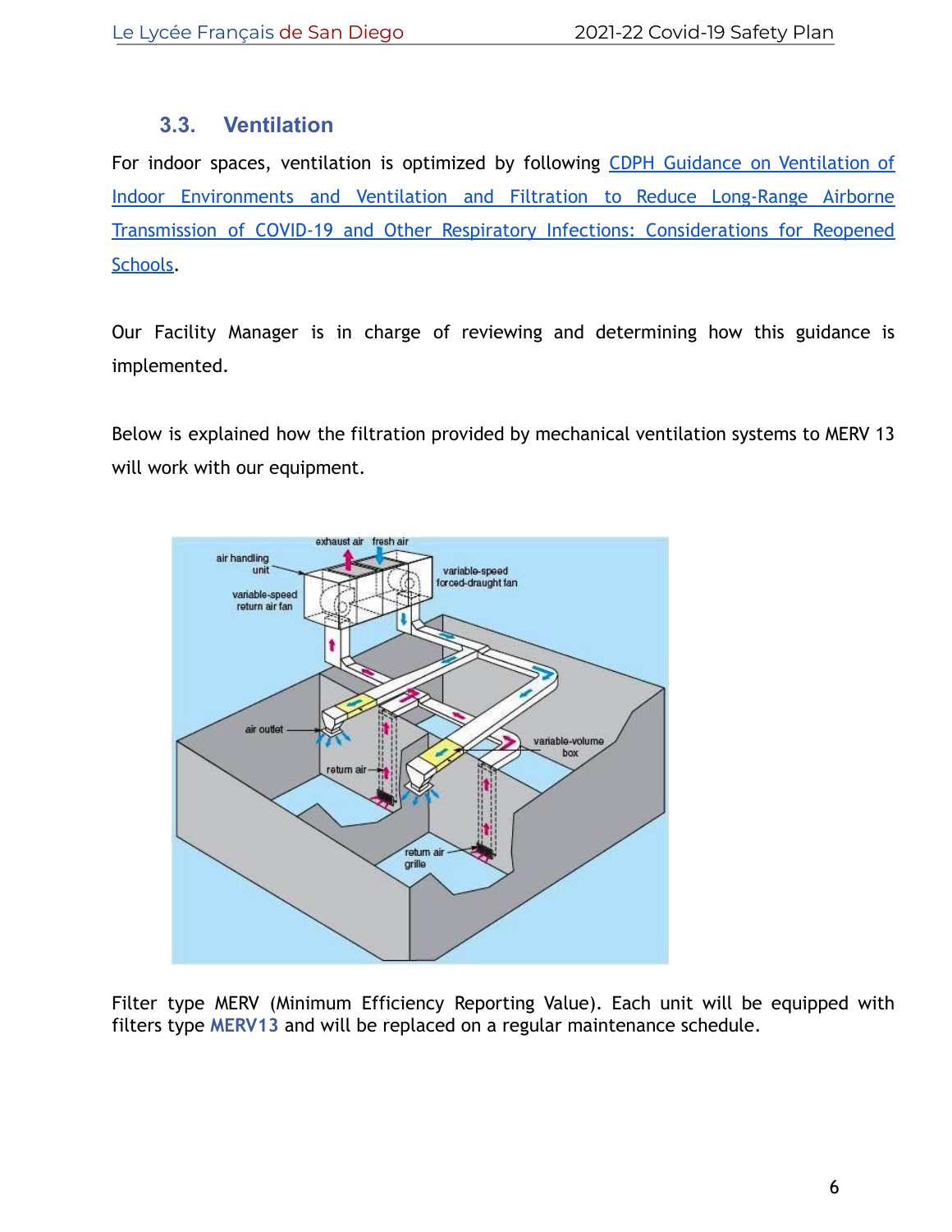### 3.3. Ventilation

For indoor spaces, ventilation is optimized by following [CDPH Guidance on Ventilation of Indoor Environments and Ventilation and Filtration to Reduce Long-Range Airborne Transmission of COVID-19 and Other Respiratory Infections: Considerations for Reopened Schools](#).

Our Facility Manager is in charge of reviewing and determining how this guidance is implemented.

Below is explained how the filtration provided by mechanical ventilation systems to MERV 13 will work with our equipment.

Filter type MERV (Minimum Efficiency Reporting Value). Each unit will be equipped with filters type **MERV13** and will be replaced on a regular maintenance schedule.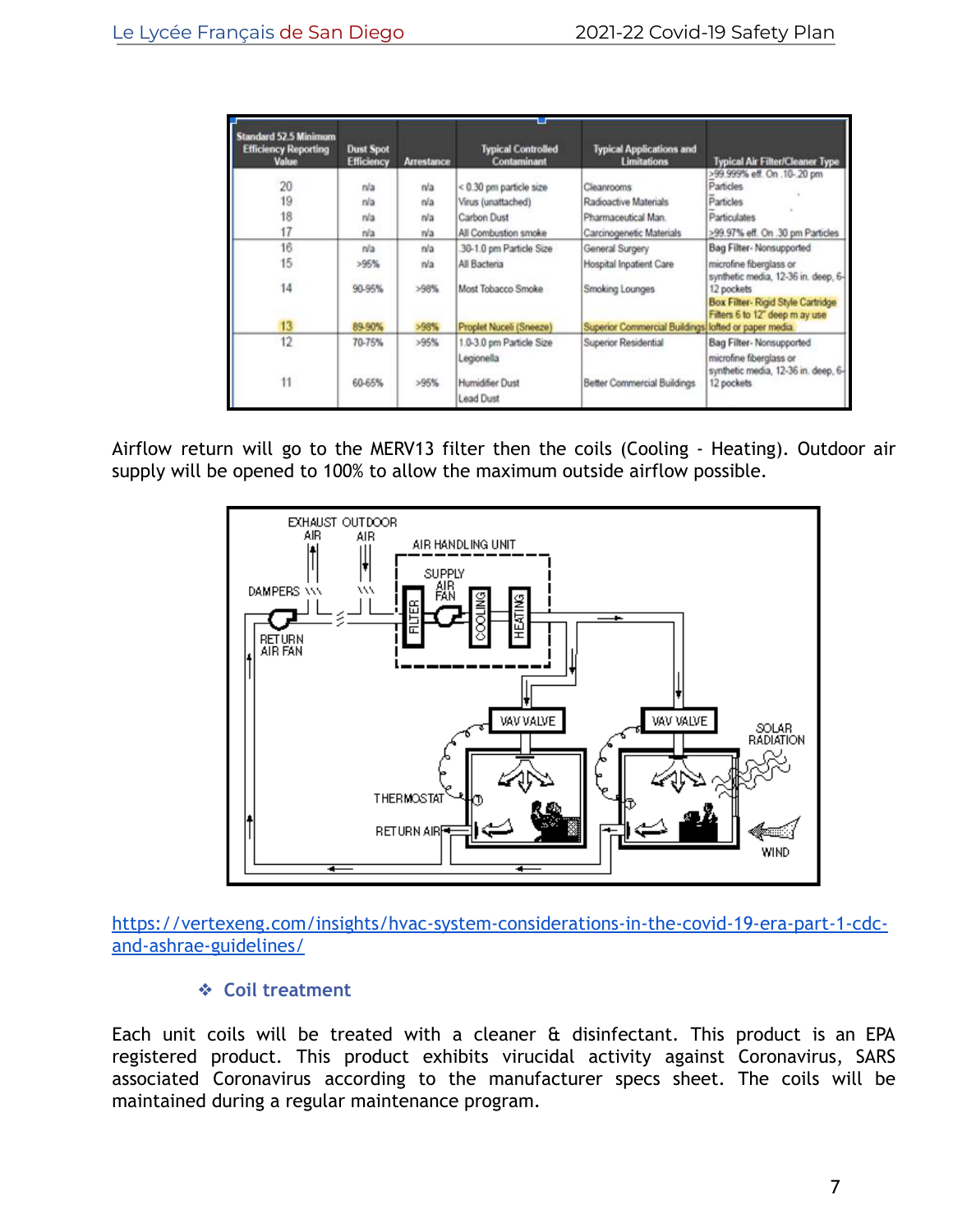| Standard 52.5 Minimum Efficiency Reporting Value | Dust Spot Efficiency | Arrestance | Typical Controlled Contaminant | Typical Applications and Limitations | Typical Air Filter/Cleaner Type |
|---|---|---|---|---|---|
| 20 | n/a | n/a | < 0.30 pm particle size | Cleanrooms | >99.999% eff. On .10-.20 pm Particles |
| 19 | n/a | n/a | Virus (unattached) | Radioactive Materials | Particles |
| 18 | n/a | n/a | Carbon Dust | Pharmaceutical Man. | Particulates |
| 17 | n/a | n/a | All Combustion smoke | Carcinogenetic Materials | >99.97% eff. On .30 pm Particles |
| 16 | n/a | n/a | .30-1.0 pm Particle Size | General Surgery | Bag Filter- Nonsupported |
| 15 | >95% | n/a | All Bacteria | Hospital Inpatient Care | microfine fiberglass or synthetic media, 12-36 in. deep, 6-12 pockets |
| 14 | 90-95% | >98% | Most Tobacco Smoke | Smoking Lounges | Box Filter- Rigid Style Cartridge Filters 6 to 12" deep m ay use |
| 13 | 89-90% | >98% | Proplet Nuceli (Sneeze) | Superior Commercial Buildings | lofted or paper media. |
| 12 | 70-75% | >95% | 1.0-3.0 pm Particle Size Legionella | Superior Residential | Bag Filter- Nonsupported microfine fiberglass or synthetic media, 12-36 in. deep, 6-12 pockets |
| 11 | 60-65% | >95% | Humidifier Dust Lead Dust | Better Commercial Buildings | |

Airflow return will go to the MERV13 filter then the coils (Cooling - Heating). Outdoor air supply will be opened to 100% to allow the maximum outside airflow possible.

[https://vertexeng.com/insights/hvac-system-considerations-in-the-covid-19-era-part-1-cdc-and-ashrae-guidelines/](https://vertexeng.com/insights/hvac-system-considerations-in-the-covid-19-era-part-1-cdc-and-ashrae-guidelines/)

### ❖ Coil treatment

Each unit coils will be treated with a cleaner & disinfectant. This product is an EPA registered product. This product exhibits virucidal activity against Coronavirus, SARS associated Coronavirus according to the manufacturer specs sheet. The coils will be maintained during a regular maintenance program.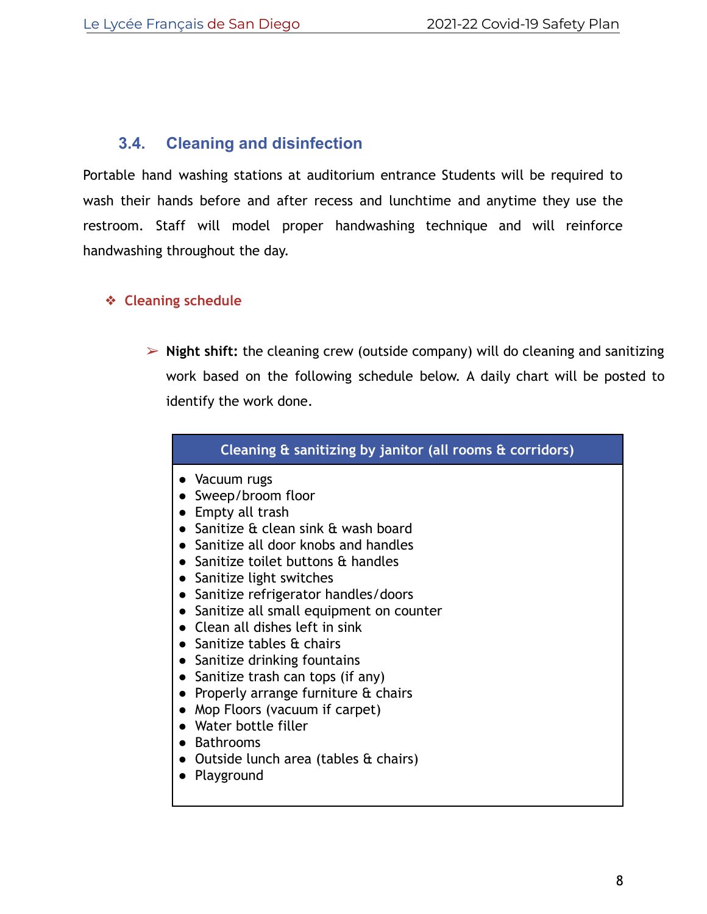## 3.4. Cleaning and disinfection

Portable hand washing stations at auditorium entrance Students will be required to wash their hands before and after recess and lunchtime and anytime they use the restroom. Staff will model proper handwashing technique and will reinforce handwashing throughout the day.

### ❖ Cleaning schedule

- **Night shift:** the cleaning crew (outside company) will do cleaning and sanitizing work based on the following schedule below. A daily chart will be posted to identify the work done.

| Cleaning & sanitizing by janitor (all rooms & corridors) |
| --- |
| • Vacuum rugs<br>• Sweep/broom floor<br>• Empty all trash<br>• Sanitize & clean sink & wash board<br>• Sanitize all door knobs and handles<br>• Sanitize toilet buttons & handles<br>• Sanitize light switches<br>• Sanitize refrigerator handles/doors<br>• Sanitize all small equipment on counter<br>• Clean all dishes left in sink<br>• Sanitize tables & chairs<br>• Sanitize drinking fountains<br>• Sanitize trash can tops (if any)<br>• Properly arrange furniture & chairs<br>• Mop Floors (vacuum if carpet)<br>• Water bottle filler<br>• Bathrooms<br>• Outside lunch area (tables & chairs)<br>• Playground |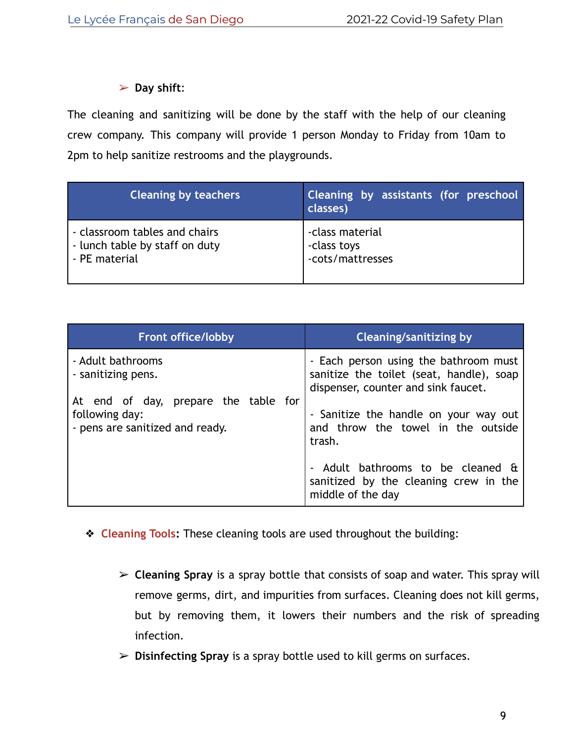- **Day shift:**

The cleaning and sanitizing will be done by the staff with the help of our cleaning crew company. This company will provide 1 person Monday to Friday from 10am to 2pm to help sanitize restrooms and the playgrounds.

| Cleaning by teachers | Cleaning by assistants (for preschool classes) |
| --- | --- |
| - classroom tables and chairs<br>- lunch table by staff on duty<br>- PE material | -class material<br>-class toys<br>-cots/mattresses |

| Front office/lobby | Cleaning/sanitizing by |
| --- | --- |
| - Adult bathrooms<br>- sanitizing pens.<br><br>At end of day, prepare the table for following day:<br>- pens are sanitized and ready. | - Each person using the bathroom must sanitize the toilet (seat, handle), soap dispenser, counter and sink faucet.<br><br>- Sanitize the handle on your way out and throw the towel in the outside trash.<br><br>- Adult bathrooms to be cleaned & sanitized by the cleaning crew in the middle of the day |

- **Cleaning Tools:** These cleaning tools are used throughout the building:
  - **Cleaning Spray** is a spray bottle that consists of soap and water. This spray will remove germs, dirt, and impurities from surfaces. Cleaning does not kill germs, but by removing them, it lowers their numbers and the risk of spreading infection.
  - **Disinfecting Spray** is a spray bottle used to kill germs on surfaces.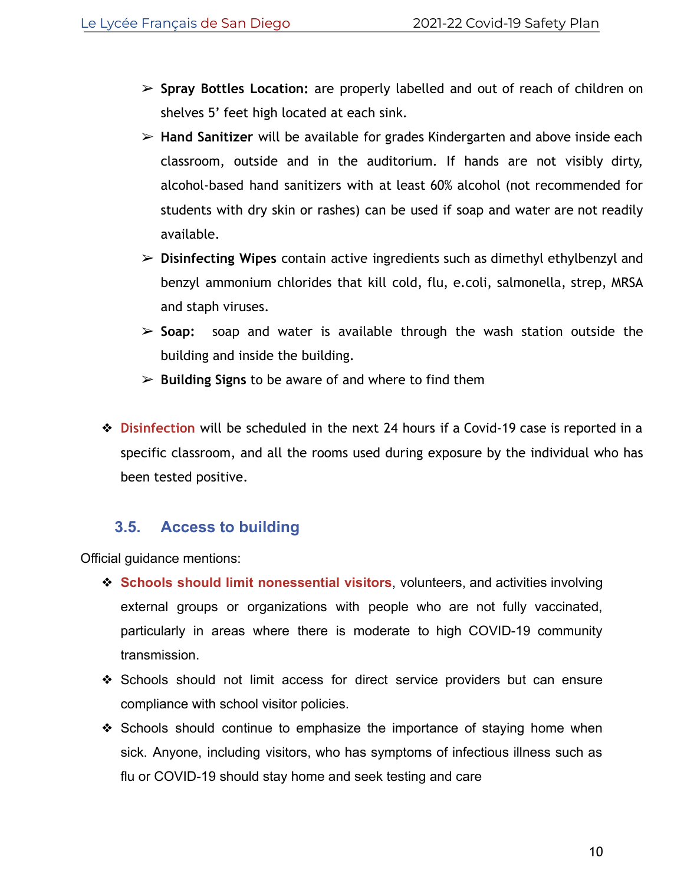- **Spray Bottles Location:** are properly labelled and out of reach of children on shelves 5' feet high located at each sink.
- **Hand Sanitizer** will be available for grades Kindergarten and above inside each classroom, outside and in the auditorium. If hands are not visibly dirty, alcohol-based hand sanitizers with at least 60% alcohol (not recommended for students with dry skin or rashes) can be used if soap and water are not readily available.
- **Disinfecting Wipes** contain active ingredients such as dimethyl ethylbenzyl and benzyl ammonium chlorides that kill cold, flu, e.coli, salmonella, strep, MRSA and staph viruses.
- **Soap:** soap and water is available through the wash station outside the building and inside the building.
- **Building Signs** to be aware of and where to find them

- Disinfection will be scheduled in the next 24 hours if a Covid-19 case is reported in a specific classroom, and all the rooms used during exposure by the individual who has been tested positive.

### 3.5. Access to building

Official guidance mentions:

- **Schools should limit nonessential visitors**, volunteers, and activities involving external groups or organizations with people who are not fully vaccinated, particularly in areas where there is moderate to high COVID-19 community transmission.
- Schools should not limit access for direct service providers but can ensure compliance with school visitor policies.
- Schools should continue to emphasize the importance of staying home when sick. Anyone, including visitors, who has symptoms of infectious illness such as flu or COVID-19 should stay home and seek testing and care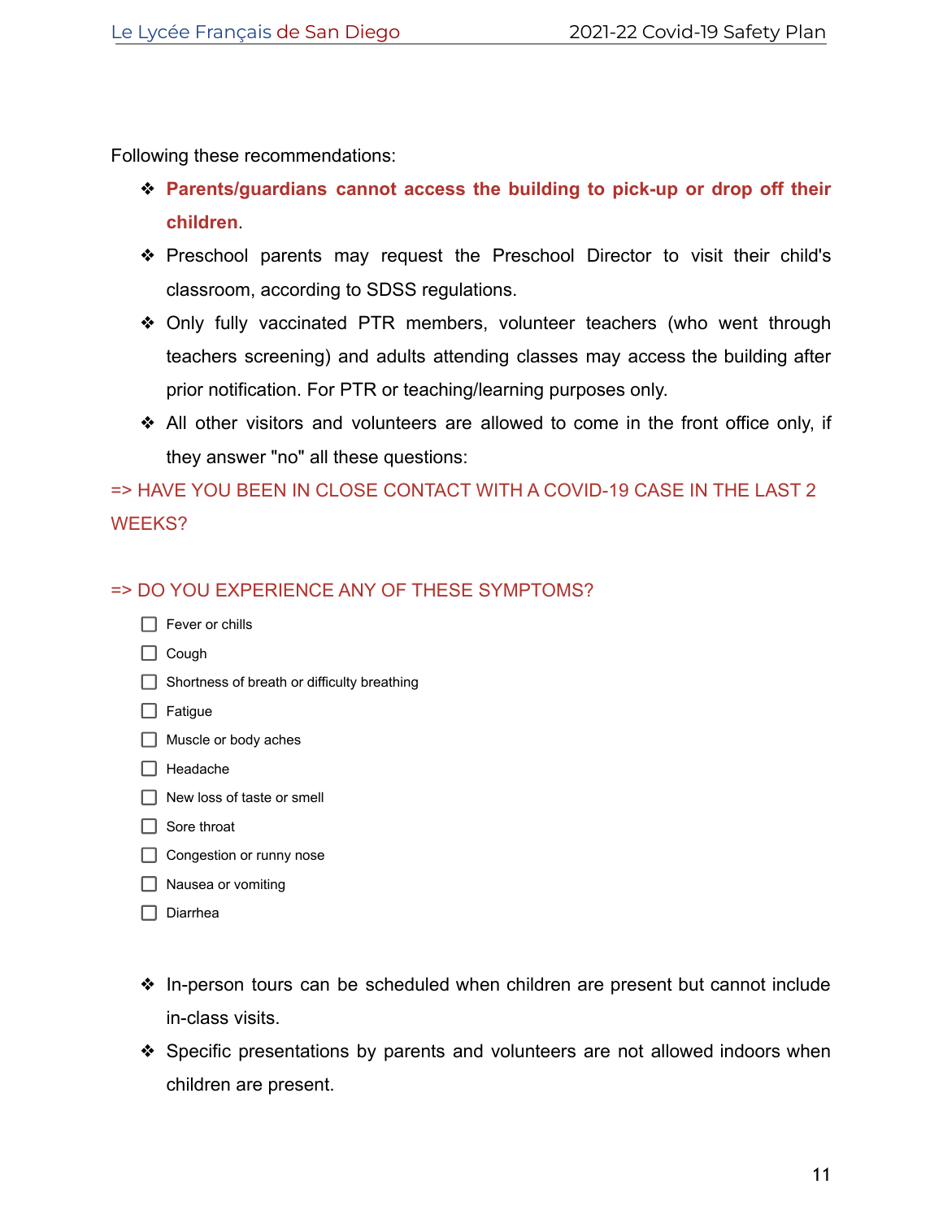Following these recommendations:

- **Parents/guardians cannot access the building to pick-up or drop off their children**.
- Preschool parents may request the Preschool Director to visit their child's classroom, according to SDSS regulations.
- Only fully vaccinated PTR members, volunteer teachers (who went through teachers screening) and adults attending classes may access the building after prior notification. For PTR or teaching/learning purposes only.
- All other visitors and volunteers are allowed to come in the front office only, if they answer "no" all these questions:

=> HAVE YOU BEEN IN CLOSE CONTACT WITH A COVID-19 CASE IN THE LAST 2 WEEKS?

=> DO YOU EXPERIENCE ANY OF THESE SYMPTOMS?

- [ ] Fever or chills
- [ ] Cough
- [ ] Shortness of breath or difficulty breathing
- [ ] Fatigue
- [ ] Muscle or body aches
- [ ] Headache
- [ ] New loss of taste or smell
- [ ] Sore throat
- [ ] Congestion or runny nose
- [ ] Nausea or vomiting
- [ ] Diarrhea

- In-person tours can be scheduled when children are present but cannot include in-class visits.
- Specific presentations by parents and volunteers are not allowed indoors when children are present.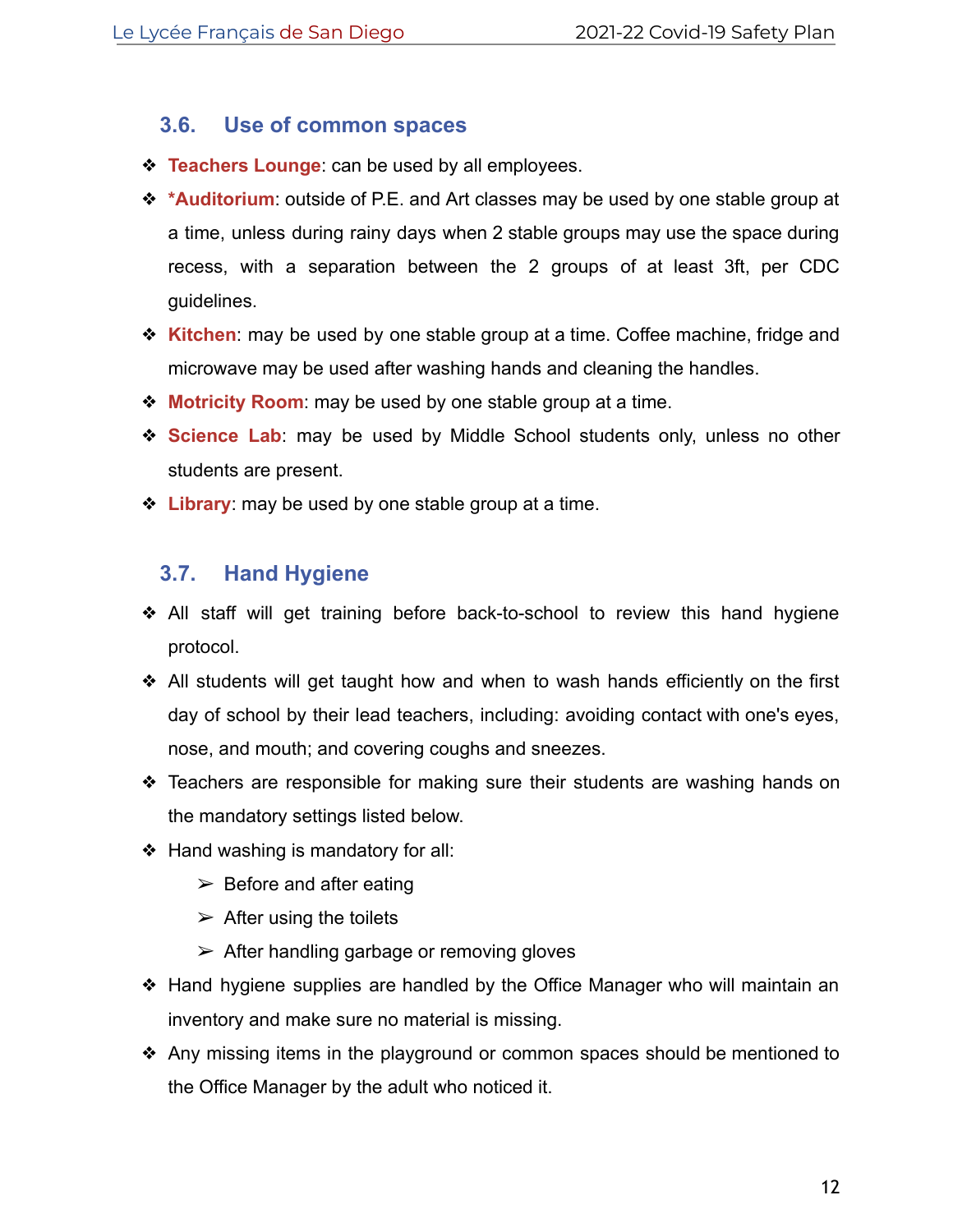### 3.6. Use of common spaces

- **Teachers Lounge**: can be used by all employees.
- ***Auditorium**: outside of P.E. and Art classes may be used by one stable group at a time, unless during rainy days when 2 stable groups may use the space during recess, with a separation between the 2 groups of at least 3ft, per CDC guidelines.
- **Kitchen**: may be used by one stable group at a time. Coffee machine, fridge and microwave may be used after washing hands and cleaning the handles.
- **Motricity Room**: may be used by one stable group at a time.
- **Science Lab**: may be used by Middle School students only, unless no other students are present.
- **Library**: may be used by one stable group at a time.

### 3.7. Hand Hygiene

- All staff will get training before back-to-school to review this hand hygiene protocol.
- All students will get taught how and when to wash hands efficiently on the first day of school by their lead teachers, including: avoiding contact with one's eyes, nose, and mouth; and covering coughs and sneezes.
- Teachers are responsible for making sure their students are washing hands on the mandatory settings listed below.
- Hand washing is mandatory for all:
  - Before and after eating
  - After using the toilets
  - After handling garbage or removing gloves
- Hand hygiene supplies are handled by the Office Manager who will maintain an inventory and make sure no material is missing.
- Any missing items in the playground or common spaces should be mentioned to the Office Manager by the adult who noticed it.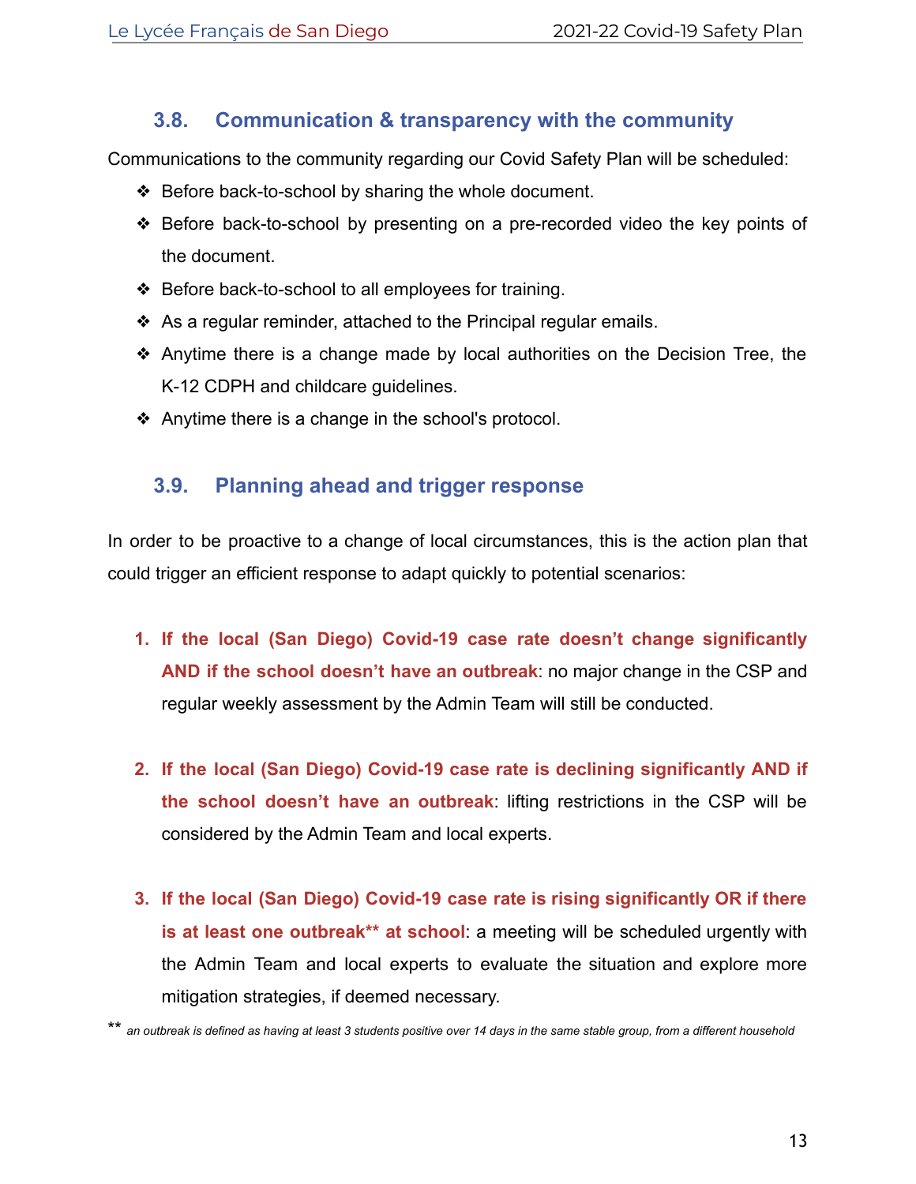### 3.8. Communication & transparency with the community

Communications to the community regarding our Covid Safety Plan will be scheduled:

- Before back-to-school by sharing the whole document.
- Before back-to-school by presenting on a pre-recorded video the key points of the document.
- Before back-to-school to all employees for training.
- As a regular reminder, attached to the Principal regular emails.
- Anytime there is a change made by local authorities on the Decision Tree, the K-12 CDPH and childcare guidelines.
- Anytime there is a change in the school's protocol.

### 3.9. Planning ahead and trigger response

In order to be proactive to a change of local circumstances, this is the action plan that could trigger an efficient response to adapt quickly to potential scenarios:

1. **If the local (San Diego) Covid-19 case rate doesn't change significantly AND if the school doesn't have an outbreak**: no major change in the CSP and regular weekly assessment by the Admin Team will still be conducted.

2. **If the local (San Diego) Covid-19 case rate is declining significantly AND if the school doesn't have an outbreak**: lifting restrictions in the CSP will be considered by the Admin Team and local experts.

3. **If the local (San Diego) Covid-19 case rate is rising significantly OR if there is at least one outbreak** at school**: a meeting will be scheduled urgently with the Admin Team and local experts to evaluate the situation and explore more mitigation strategies, if deemed necessary.

** *an outbreak is defined as having at least 3 students positive over 14 days in the same stable group, from a different household*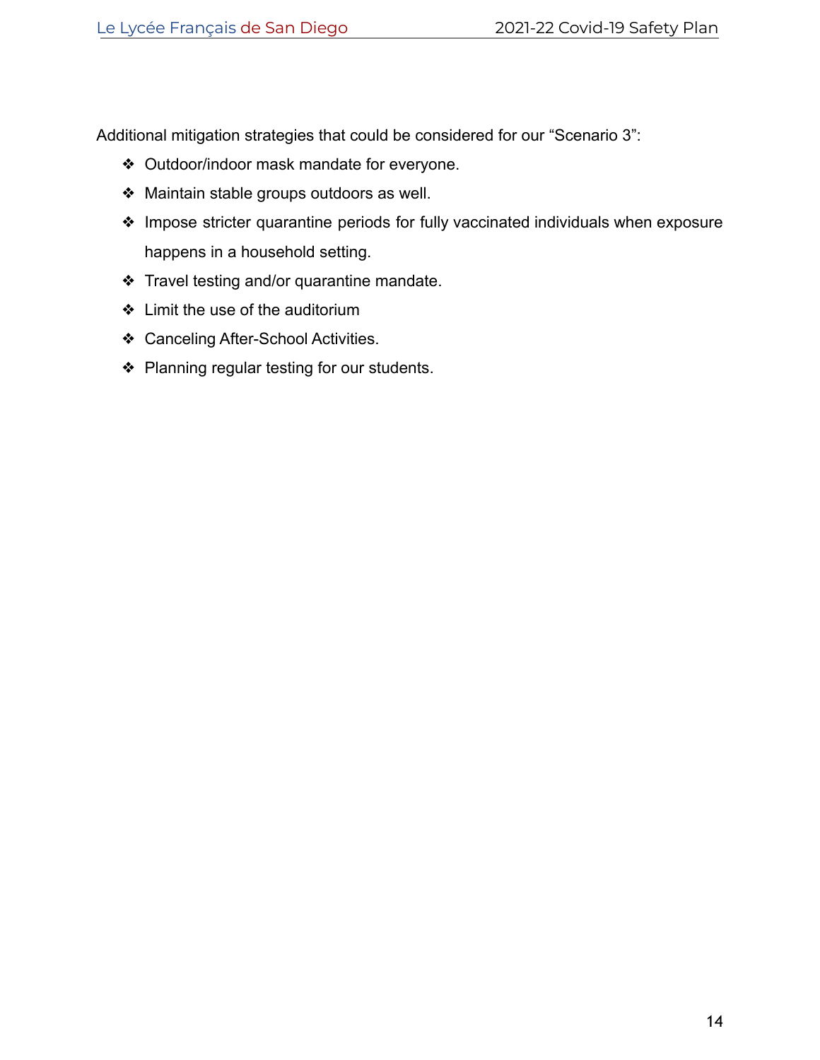Additional mitigation strategies that could be considered for our "Scenario 3":

- Outdoor/indoor mask mandate for everyone.
- Maintain stable groups outdoors as well.
- Impose stricter quarantine periods for fully vaccinated individuals when exposure happens in a household setting.
- Travel testing and/or quarantine mandate.
- Limit the use of the auditorium
- Canceling After-School Activities.
- Planning regular testing for our students.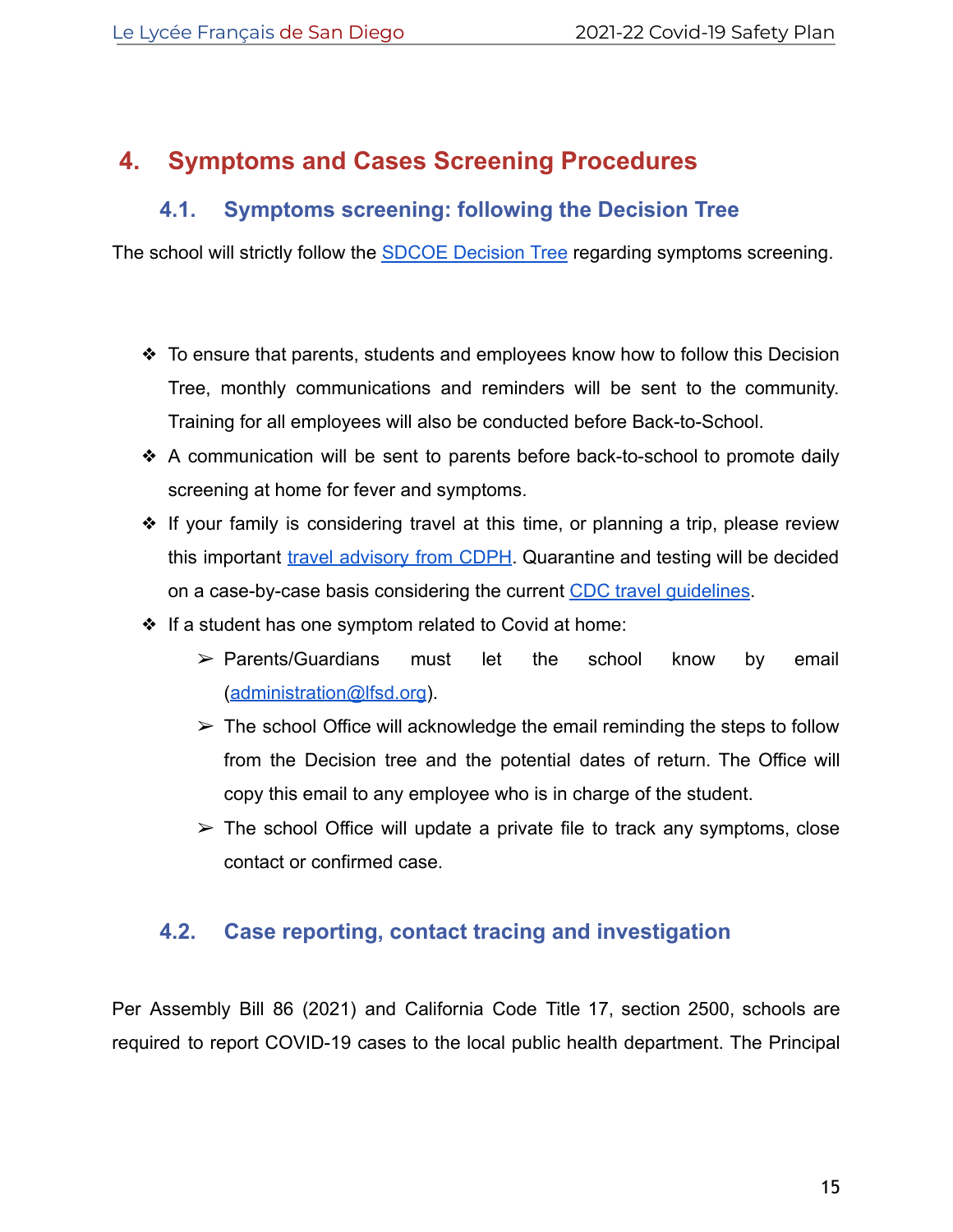## 4. Symptoms and Cases Screening Procedures

### 4.1. Symptoms screening: following the Decision Tree

The school will strictly follow the [SDCOE Decision Tree]() regarding symptoms screening.

- To ensure that parents, students and employees know how to follow this Decision Tree, monthly communications and reminders will be sent to the community. Training for all employees will also be conducted before Back-to-School.
- A communication will be sent to parents before back-to-school to promote daily screening at home for fever and symptoms.
- If your family is considering travel at this time, or planning a trip, please review this important [travel advisory from CDPH](). Quarantine and testing will be decided on a case-by-case basis considering the current [CDC travel guidelines]().
- If a student has one symptom related to Covid at home:
  - Parents/Guardians must let the school know by email ([administration@lfsd.org](mailto:administration@lfsd.org)).
  - The school Office will acknowledge the email reminding the steps to follow from the Decision tree and the potential dates of return. The Office will copy this email to any employee who is in charge of the student.
  - The school Office will update a private file to track any symptoms, close contact or confirmed case.

### 4.2. Case reporting, contact tracing and investigation

Per Assembly Bill 86 (2021) and California Code Title 17, section 2500, schools are required to report COVID-19 cases to the local public health department. The Principal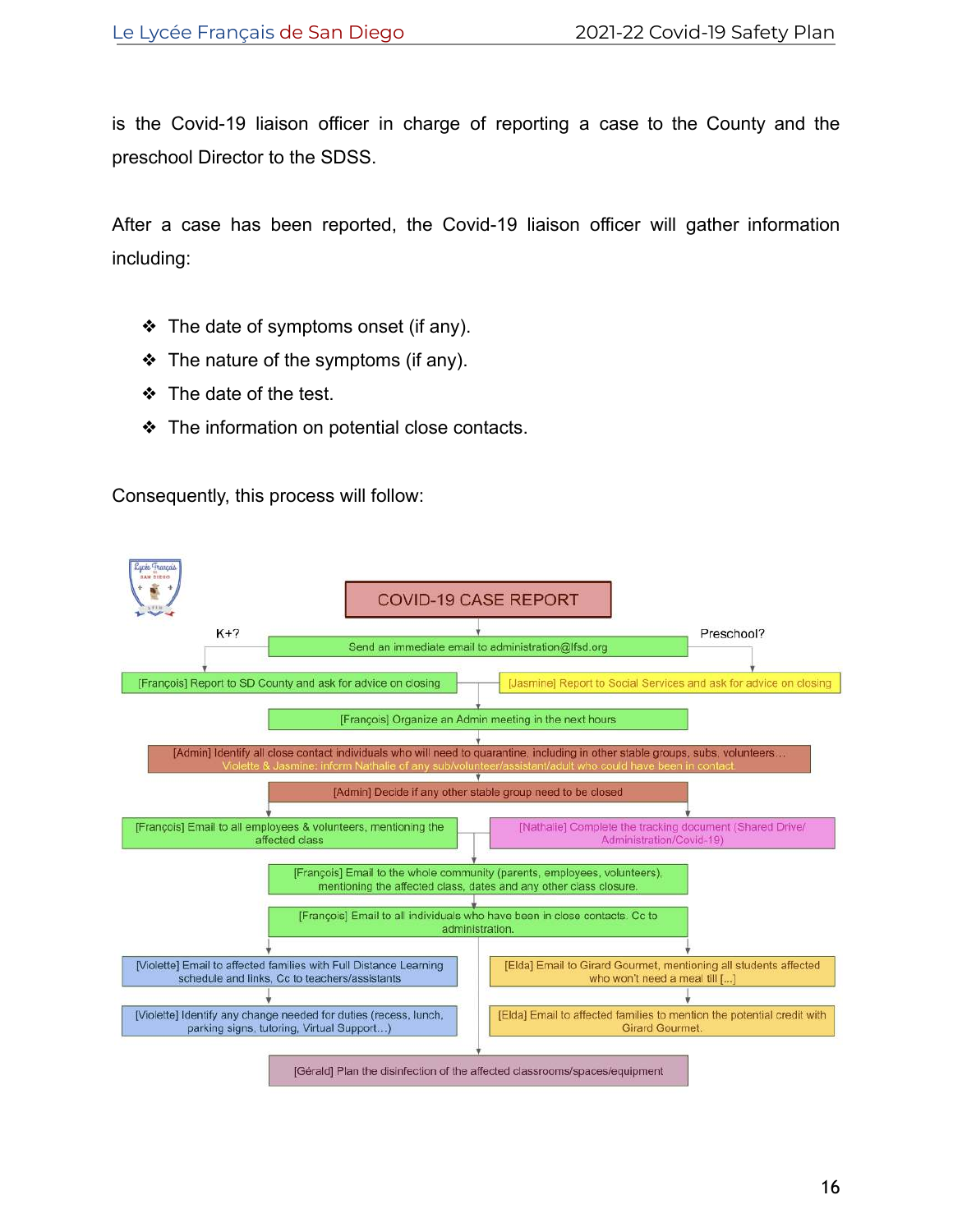is the Covid-19 liaison officer in charge of reporting a case to the County and the preschool Director to the SDSS.

After a case has been reported, the Covid-19 liaison officer will gather information including:

- The date of symptoms onset (if any).
- The nature of the symptoms (if any).
- The date of the test.
- The information on potential close contacts.

Consequently, this process will follow:

COVID-19 CASE REPORT

Send an immediate email to administration@lfsd.org

K+?

Preschool?

[François] Report to SD County and ask for advice on closing

[Jasmine] Report to Social Services and ask for advice on closing

[François] Organize an Admin meeting in the next hours

[Admin] Identify all close contact individuals who will need to quarantine, including in other stable groups, subs, volunteers…
Violette & Jasmine: inform Nathalie of any sub/volunteer/assistant/adult who could have been in contact.

[Admin] Decide if any other stable group need to be closed

[François] Email to all employees & volunteers, mentioning the affected class

[Nathalie] Complete the tracking document (Shared Drive/ Administration/Covid-19)

[François] Email to the whole community (parents, employees, volunteers), mentioning the affected class, dates and any other class closure.

[François] Email to all individuals who have been in close contacts. Cc to administration.

[Violette] Email to affected families with Full Distance Learning schedule and links, Cc to teachers/assistants

[Elda] Email to Girard Gourmet, mentioning all students affected who won't need a meal till […]

[Violette] Identify any change needed for duties (recess, lunch, parking signs, tutoring, Virtual Support…)

[Elda] Email to affected families to mention the potential credit with Girard Gourmet.

[Gérald] Plan the disinfection of the affected classrooms/spaces/equipment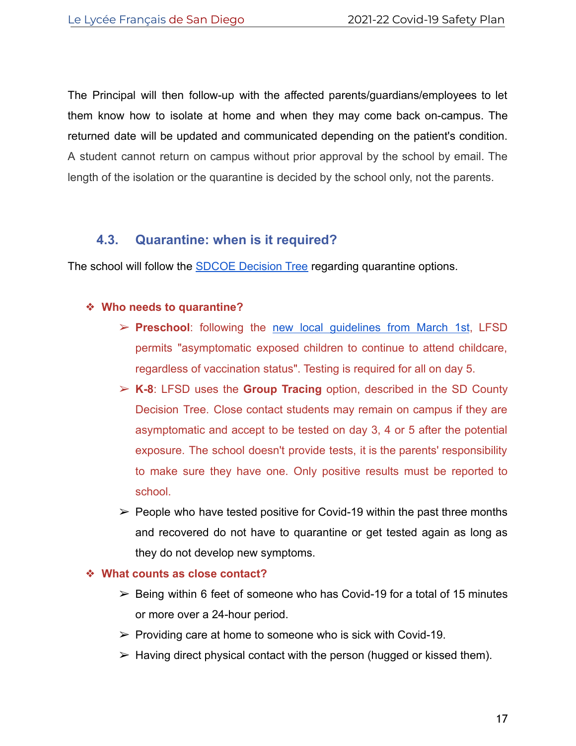The Principal will then follow-up with the affected parents/guardians/employees to let them know how to isolate at home and when they may come back on-campus. The returned date will be updated and communicated depending on the patient's condition. A student cannot return on campus without prior approval by the school by email. The length of the isolation or the quarantine is decided by the school only, not the parents.

### 4.3. Quarantine: when is it required?

The school will follow the [SDCOE Decision Tree](#) regarding quarantine options.

- **Who needs to quarantine?**
  - **Preschool**: following the [new local guidelines from March 1st](#), LFSD permits "asymptomatic exposed children to continue to attend childcare, regardless of vaccination status". Testing is required for all on day 5.
  - **K-8**: LFSD uses the **Group Tracing** option, described in the SD County Decision Tree. Close contact students may remain on campus if they are asymptomatic and accept to be tested on day 3, 4 or 5 after the potential exposure. The school doesn't provide tests, it is the parents' responsibility to make sure they have one. Only positive results must be reported to school.
  - People who have tested positive for Covid-19 within the past three months and recovered do not have to quarantine or get tested again as long as they do not develop new symptoms.
- **What counts as close contact?**
  - Being within 6 feet of someone who has Covid-19 for a total of 15 minutes or more over a 24-hour period.
  - Providing care at home to someone who is sick with Covid-19.
  - Having direct physical contact with the person (hugged or kissed them).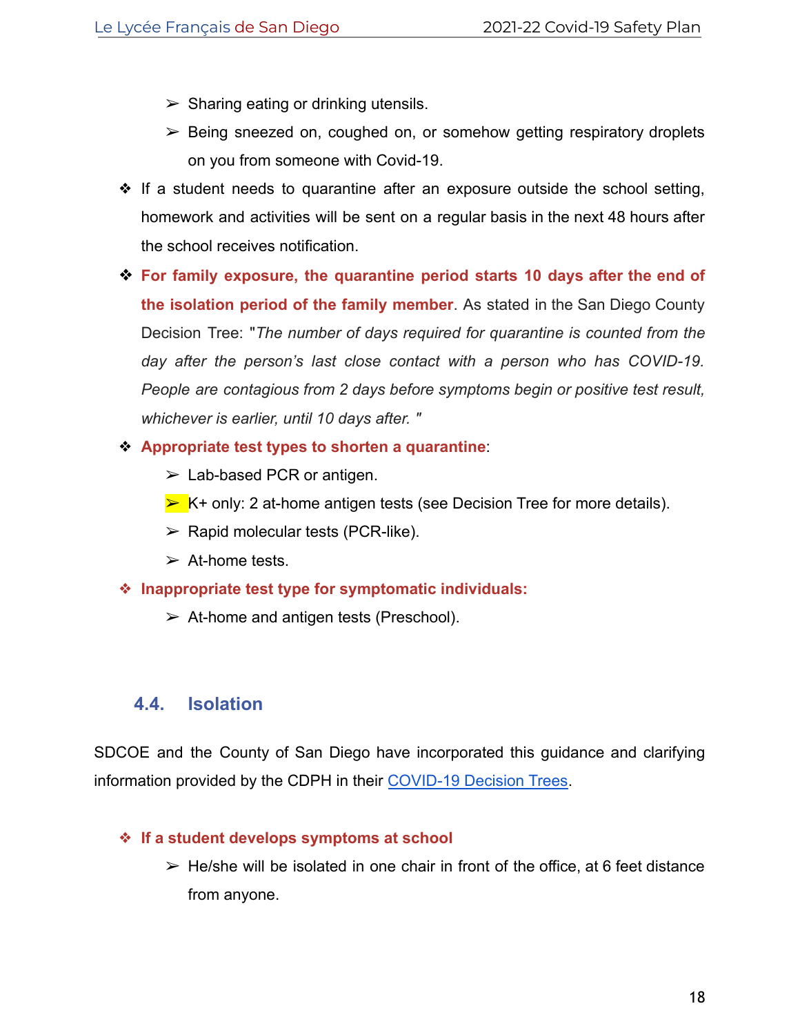- Sharing eating or drinking utensils.
  - Being sneezed on, coughed on, or somehow getting respiratory droplets on you from someone with Covid-19.
- If a student needs to quarantine after an exposure outside the school setting, homework and activities will be sent on a regular basis in the next 48 hours after the school receives notification.
- **For family exposure, the quarantine period starts 10 days after the end of the isolation period of the family member**. As stated in the San Diego County Decision Tree: "*The number of days required for quarantine is counted from the day after the person's last close contact with a person who has COVID-19. People are contagious from 2 days before symptoms begin or positive test result, whichever is earlier, until 10 days after.* "
- **Appropriate test types to shorten a quarantine**:
  - Lab-based PCR or antigen.
  - K+ only: 2 at-home antigen tests (see Decision Tree for more details).
  - Rapid molecular tests (PCR-like).
  - At-home tests.
- **Inappropriate test type for symptomatic individuals:**
  - At-home and antigen tests (Preschool).

### 4.4. Isolation

SDCOE and the County of San Diego have incorporated this guidance and clarifying information provided by the CDPH in their COVID-19 Decision Trees.

- **If a student develops symptoms at school**
  - He/she will be isolated in one chair in front of the office, at 6 feet distance from anyone.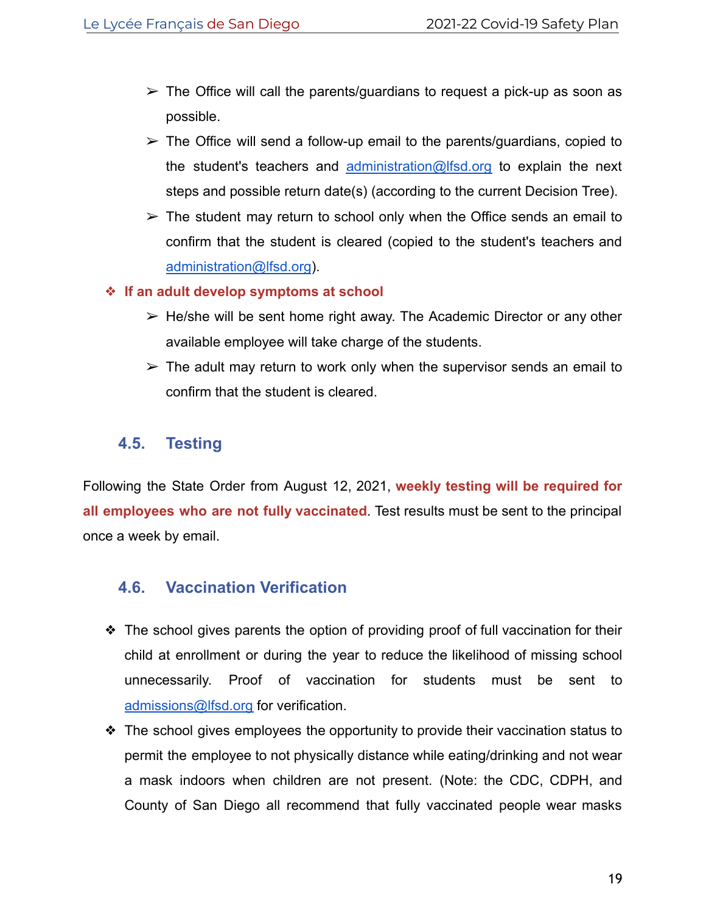- The Office will call the parents/guardians to request a pick-up as soon as possible.
- The Office will send a follow-up email to the parents/guardians, copied to the student's teachers and administration@lfsd.org to explain the next steps and possible return date(s) (according to the current Decision Tree).
- The student may return to school only when the Office sends an email to confirm that the student is cleared (copied to the student's teachers and administration@lfsd.org).

**If an adult develop symptoms at school**

- He/she will be sent home right away. The Academic Director or any other available employee will take charge of the students.
- The adult may return to work only when the supervisor sends an email to confirm that the student is cleared.

## 4.5. Testing

Following the State Order from August 12, 2021, **weekly testing will be required for all employees who are not fully vaccinated**. Test results must be sent to the principal once a week by email.

## 4.6. Vaccination Verification

- The school gives parents the option of providing proof of full vaccination for their child at enrollment or during the year to reduce the likelihood of missing school unnecessarily. Proof of vaccination for students must be sent to admissions@lfsd.org for verification.
- The school gives employees the opportunity to provide their vaccination status to permit the employee to not physically distance while eating/drinking and not wear a mask indoors when children are not present. (Note: the CDC, CDPH, and County of San Diego all recommend that fully vaccinated people wear masks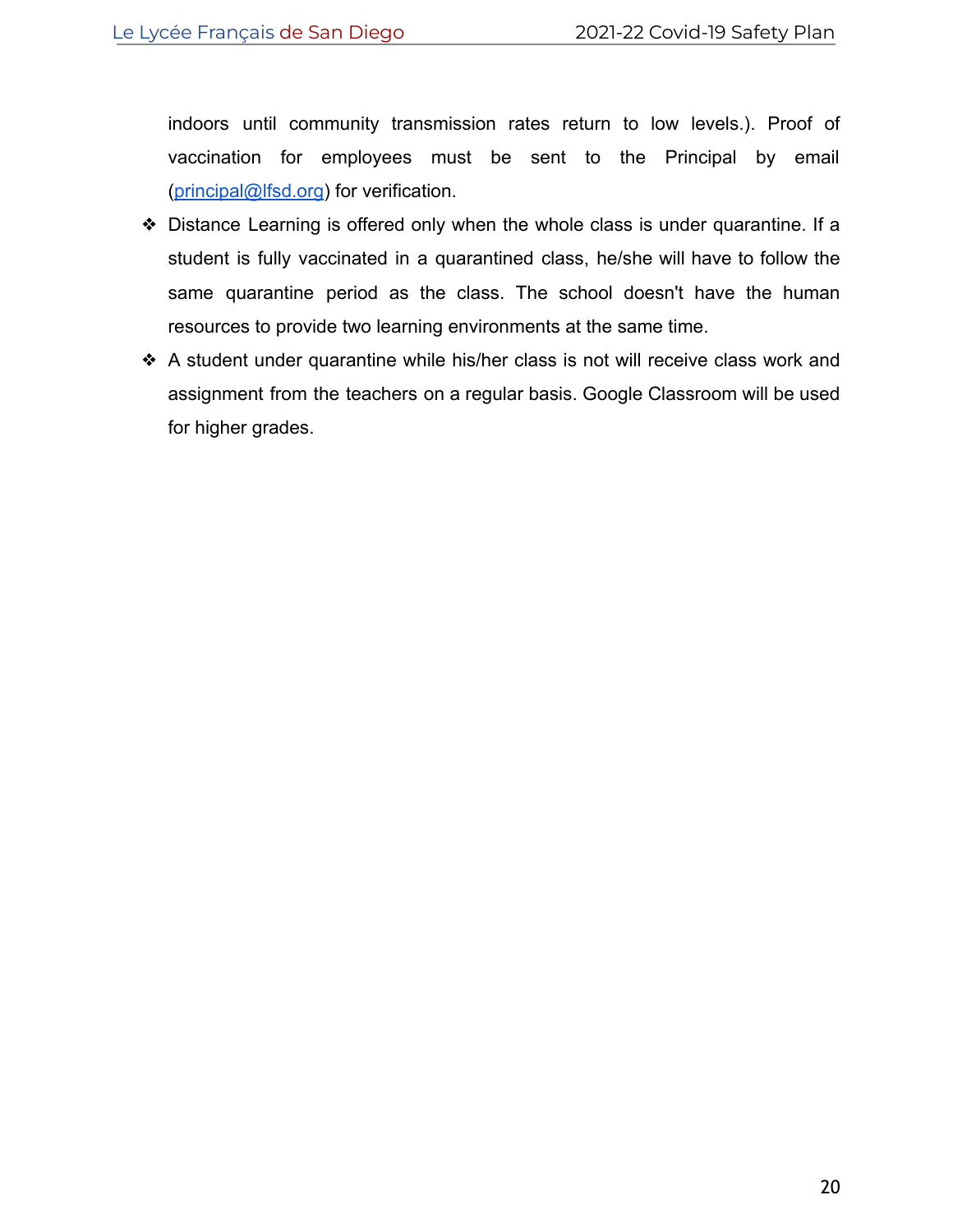indoors until community transmission rates return to low levels.). Proof of vaccination for employees must be sent to the Principal by email ([principal@lfsd.org](mailto:principal@lfsd.org)) for verification.

- Distance Learning is offered only when the whole class is under quarantine. If a student is fully vaccinated in a quarantined class, he/she will have to follow the same quarantine period as the class. The school doesn't have the human resources to provide two learning environments at the same time.
- A student under quarantine while his/her class is not will receive class work and assignment from the teachers on a regular basis. Google Classroom will be used for higher grades.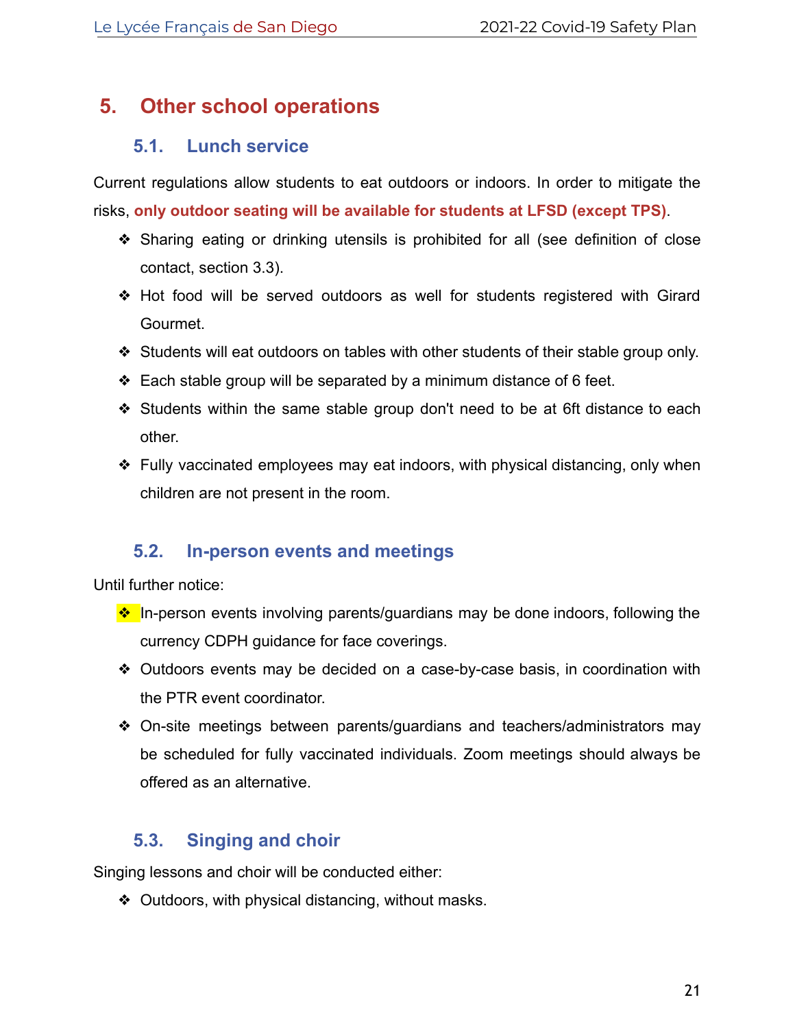# 5. Other school operations

## 5.1. Lunch service

Current regulations allow students to eat outdoors or indoors. In order to mitigate the risks, **only outdoor seating will be available for students at LFSD (except TPS)**.

- Sharing eating or drinking utensils is prohibited for all (see definition of close contact, section 3.3).
- Hot food will be served outdoors as well for students registered with Girard Gourmet.
- Students will eat outdoors on tables with other students of their stable group only.
- Each stable group will be separated by a minimum distance of 6 feet.
- Students within the same stable group don't need to be at 6ft distance to each other.
- Fully vaccinated employees may eat indoors, with physical distancing, only when children are not present in the room.

## 5.2. In-person events and meetings

Until further notice:

- In-person events involving parents/guardians may be done indoors, following the currency CDPH guidance for face coverings.
- Outdoors events may be decided on a case-by-case basis, in coordination with the PTR event coordinator.
- On-site meetings between parents/guardians and teachers/administrators may be scheduled for fully vaccinated individuals. Zoom meetings should always be offered as an alternative.

## 5.3. Singing and choir

Singing lessons and choir will be conducted either:

- Outdoors, with physical distancing, without masks.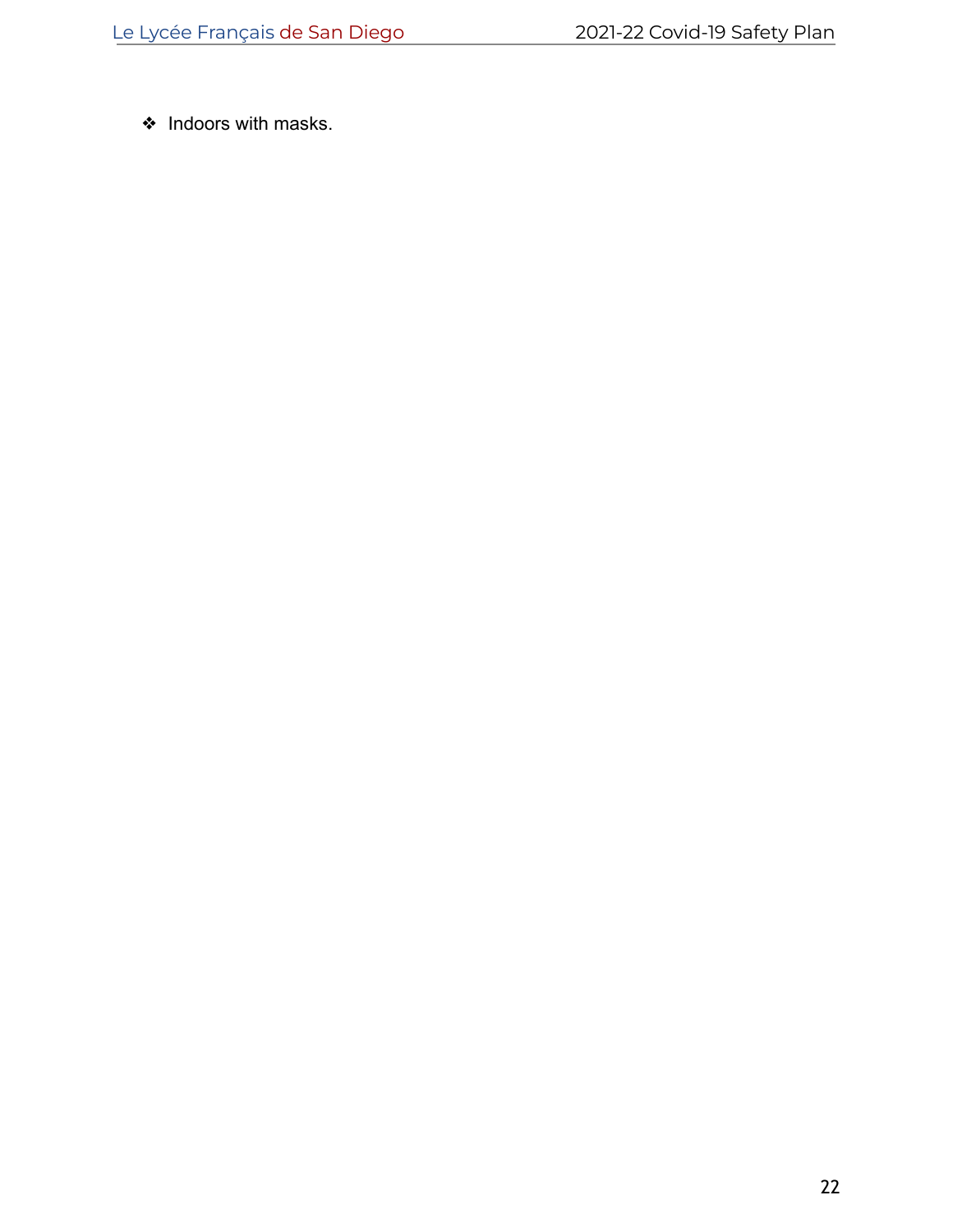- Indoors with masks.